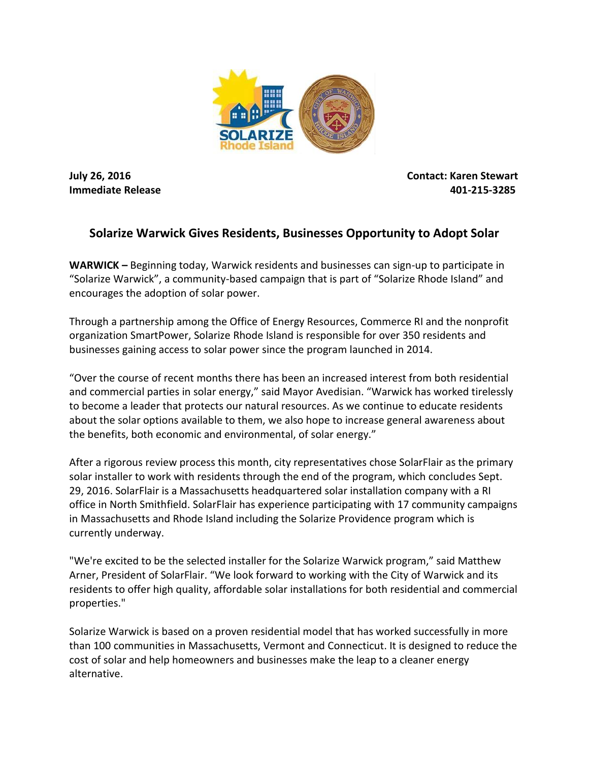**July 26, 2016**
**Immediate Release**

**Contact: Karen Stewart**
**401-215-3285**

## Solarize Warwick Gives Residents, Businesses Opportunity to Adopt Solar

**WARWICK –** Beginning today, Warwick residents and businesses can sign-up to participate in "Solarize Warwick", a community-based campaign that is part of "Solarize Rhode Island" and encourages the adoption of solar power.

Through a partnership among the Office of Energy Resources, Commerce RI and the nonprofit organization SmartPower, Solarize Rhode Island is responsible for over 350 residents and businesses gaining access to solar power since the program launched in 2014.

"Over the course of recent months there has been an increased interest from both residential and commercial parties in solar energy," said Mayor Avedisian. "Warwick has worked tirelessly to become a leader that protects our natural resources. As we continue to educate residents about the solar options available to them, we also hope to increase general awareness about the benefits, both economic and environmental, of solar energy."

After a rigorous review process this month, city representatives chose SolarFlair as the primary solar installer to work with residents through the end of the program, which concludes Sept. 29, 2016. SolarFlair is a Massachusetts headquartered solar installation company with a RI office in North Smithfield. SolarFlair has experience participating with 17 community campaigns in Massachusetts and Rhode Island including the Solarize Providence program which is currently underway.

"We're excited to be the selected installer for the Solarize Warwick program," said Matthew Arner, President of SolarFlair. "We look forward to working with the City of Warwick and its residents to offer high quality, affordable solar installations for both residential and commercial properties."

Solarize Warwick is based on a proven residential model that has worked successfully in more than 100 communities in Massachusetts, Vermont and Connecticut. It is designed to reduce the cost of solar and help homeowners and businesses make the leap to a cleaner energy alternative.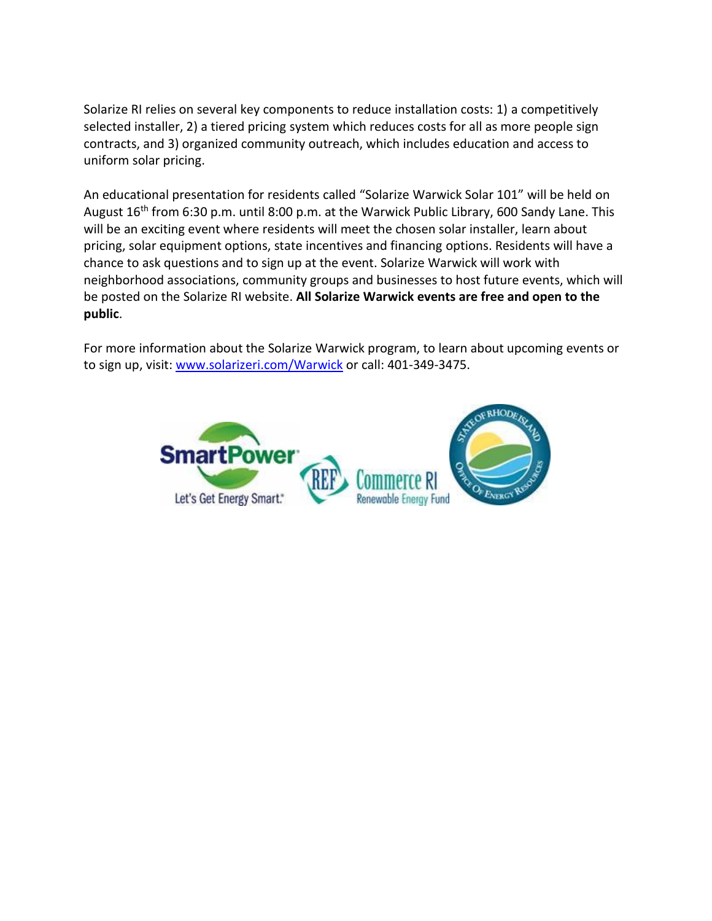Solarize RI relies on several key components to reduce installation costs: 1) a competitively selected installer, 2) a tiered pricing system which reduces costs for all as more people sign contracts, and 3) organized community outreach, which includes education and access to uniform solar pricing.

An educational presentation for residents called "Solarize Warwick Solar 101" will be held on August 16th from 6:30 p.m. until 8:00 p.m. at the Warwick Public Library, 600 Sandy Lane. This will be an exciting event where residents will meet the chosen solar installer, learn about pricing, solar equipment options, state incentives and financing options. Residents will have a chance to ask questions and to sign up at the event. Solarize Warwick will work with neighborhood associations, community groups and businesses to host future events, which will be posted on the Solarize RI website. **All Solarize Warwick events are free and open to the public**.

For more information about the Solarize Warwick program, to learn about upcoming events or to sign up, visit: [www.solarizeri.com/Warwick](http://www.solarizeri.com/Warwick) or call: 401-349-3475.

SmartPower
Let's Get Energy Smart.

REF Commerce RI
Renewable Energy Fund

State of Rhode Island
Office of Energy Resources